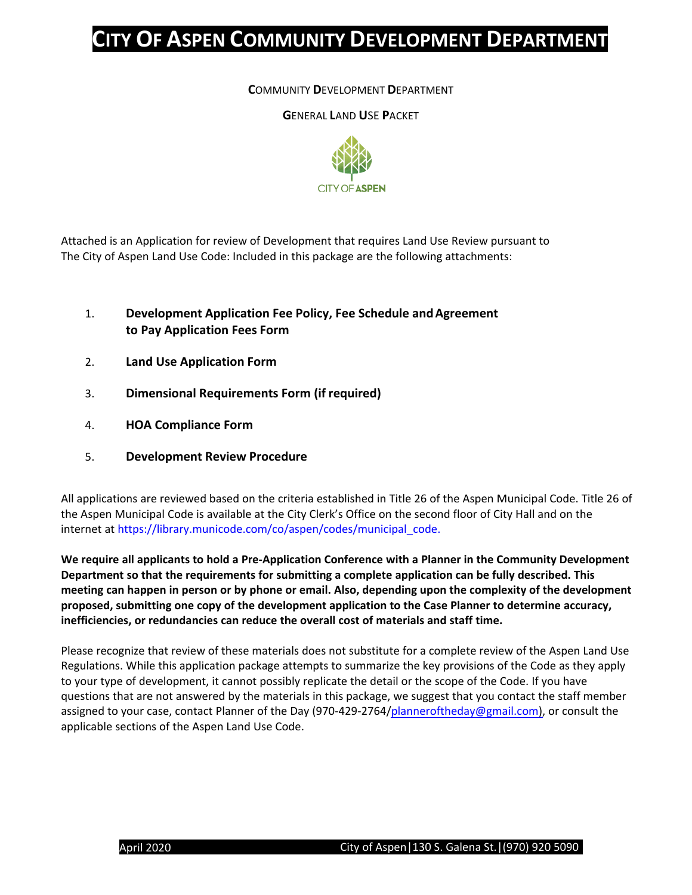# City Of Aspen Community Development Department

**Community Development Department**

**General Land Use Packet**

Attached is an Application for review of Development that requires Land Use Review pursuant to The City of Aspen Land Use Code: Included in this package are the following attachments:

1. **Development Application Fee Policy, Fee Schedule and Agreement to Pay Application Fees Form**
2. **Land Use Application Form**
3. **Dimensional Requirements Form (if required)**
4. **HOA Compliance Form**
5. **Development Review Procedure**

All applications are reviewed based on the criteria established in Title 26 of the Aspen Municipal Code. Title 26 of the Aspen Municipal Code is available at the City Clerk's Office on the second floor of City Hall and on the internet at https://library.municode.com/co/aspen/codes/municipal_code.

**We require all applicants to hold a Pre-Application Conference with a Planner in the Community Development Department so that the requirements for submitting a complete application can be fully described. This meeting can happen in person or by phone or email. Also, depending upon the complexity of the development proposed, submitting one copy of the development application to the Case Planner to determine accuracy, inefficiencies, or redundancies can reduce the overall cost of materials and staff time.**

Please recognize that review of these materials does not substitute for a complete review of the Aspen Land Use Regulations. While this application package attempts to summarize the key provisions of the Code as they apply to your type of development, it cannot possibly replicate the detail or the scope of the Code. If you have questions that are not answered by the materials in this package, we suggest that you contact the staff member assigned to your case, contact Planner of the Day (970-429-2764/planneroftheday@gmail.com), or consult the applicable sections of the Aspen Land Use Code.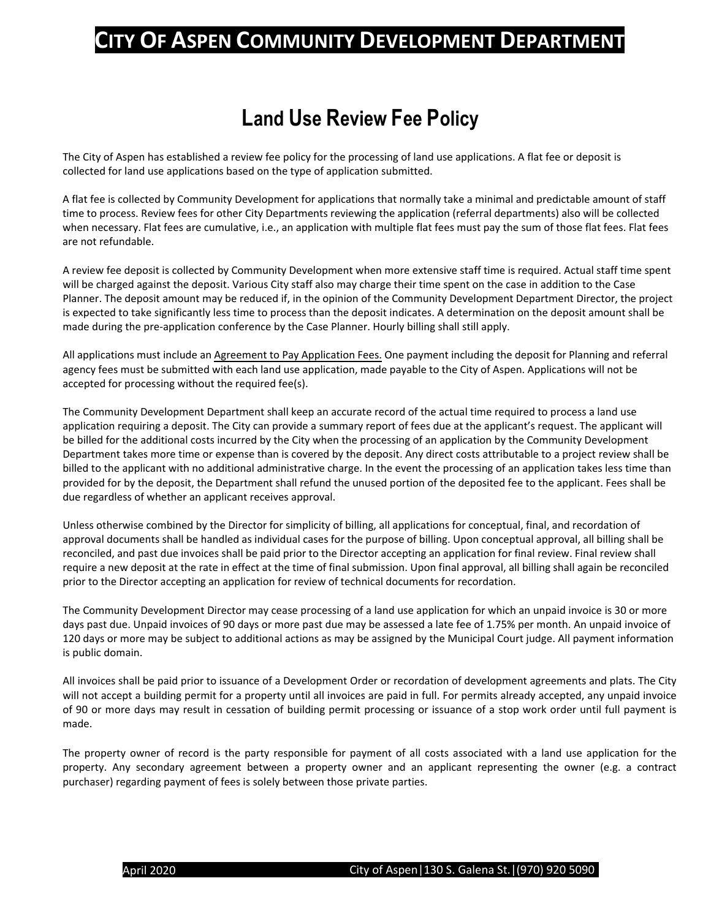# City Of Aspen Community Development Department

## Land Use Review Fee Policy

The City of Aspen has established a review fee policy for the processing of land use applications. A flat fee or deposit is collected for land use applications based on the type of application submitted.

A flat fee is collected by Community Development for applications that normally take a minimal and predictable amount of staff time to process. Review fees for other City Departments reviewing the application (referral departments) also will be collected when necessary. Flat fees are cumulative, i.e., an application with multiple flat fees must pay the sum of those flat fees. Flat fees are not refundable.

A review fee deposit is collected by Community Development when more extensive staff time is required. Actual staff time spent will be charged against the deposit. Various City staff also may charge their time spent on the case in addition to the Case Planner. The deposit amount may be reduced if, in the opinion of the Community Development Department Director, the project is expected to take significantly less time to process than the deposit indicates. A determination on the deposit amount shall be made during the pre-application conference by the Case Planner. Hourly billing shall still apply.

All applications must include an Agreement to Pay Application Fees. One payment including the deposit for Planning and referral agency fees must be submitted with each land use application, made payable to the City of Aspen. Applications will not be accepted for processing without the required fee(s).

The Community Development Department shall keep an accurate record of the actual time required to process a land use application requiring a deposit. The City can provide a summary report of fees due at the applicant's request. The applicant will be billed for the additional costs incurred by the City when the processing of an application by the Community Development Department takes more time or expense than is covered by the deposit. Any direct costs attributable to a project review shall be billed to the applicant with no additional administrative charge. In the event the processing of an application takes less time than provided for by the deposit, the Department shall refund the unused portion of the deposited fee to the applicant. Fees shall be due regardless of whether an applicant receives approval.

Unless otherwise combined by the Director for simplicity of billing, all applications for conceptual, final, and recordation of approval documents shall be handled as individual cases for the purpose of billing. Upon conceptual approval, all billing shall be reconciled, and past due invoices shall be paid prior to the Director accepting an application for final review. Final review shall require a new deposit at the rate in effect at the time of final submission. Upon final approval, all billing shall again be reconciled prior to the Director accepting an application for review of technical documents for recordation.

The Community Development Director may cease processing of a land use application for which an unpaid invoice is 30 or more days past due. Unpaid invoices of 90 days or more past due may be assessed a late fee of 1.75% per month. An unpaid invoice of 120 days or more may be subject to additional actions as may be assigned by the Municipal Court judge. All payment information is public domain.

All invoices shall be paid prior to issuance of a Development Order or recordation of development agreements and plats. The City will not accept a building permit for a property until all invoices are paid in full. For permits already accepted, any unpaid invoice of 90 or more days may result in cessation of building permit processing or issuance of a stop work order until full payment is made.

The property owner of record is the party responsible for payment of all costs associated with a land use application for the property. Any secondary agreement between a property owner and an applicant representing the owner (e.g. a contract purchaser) regarding payment of fees is solely between those private parties.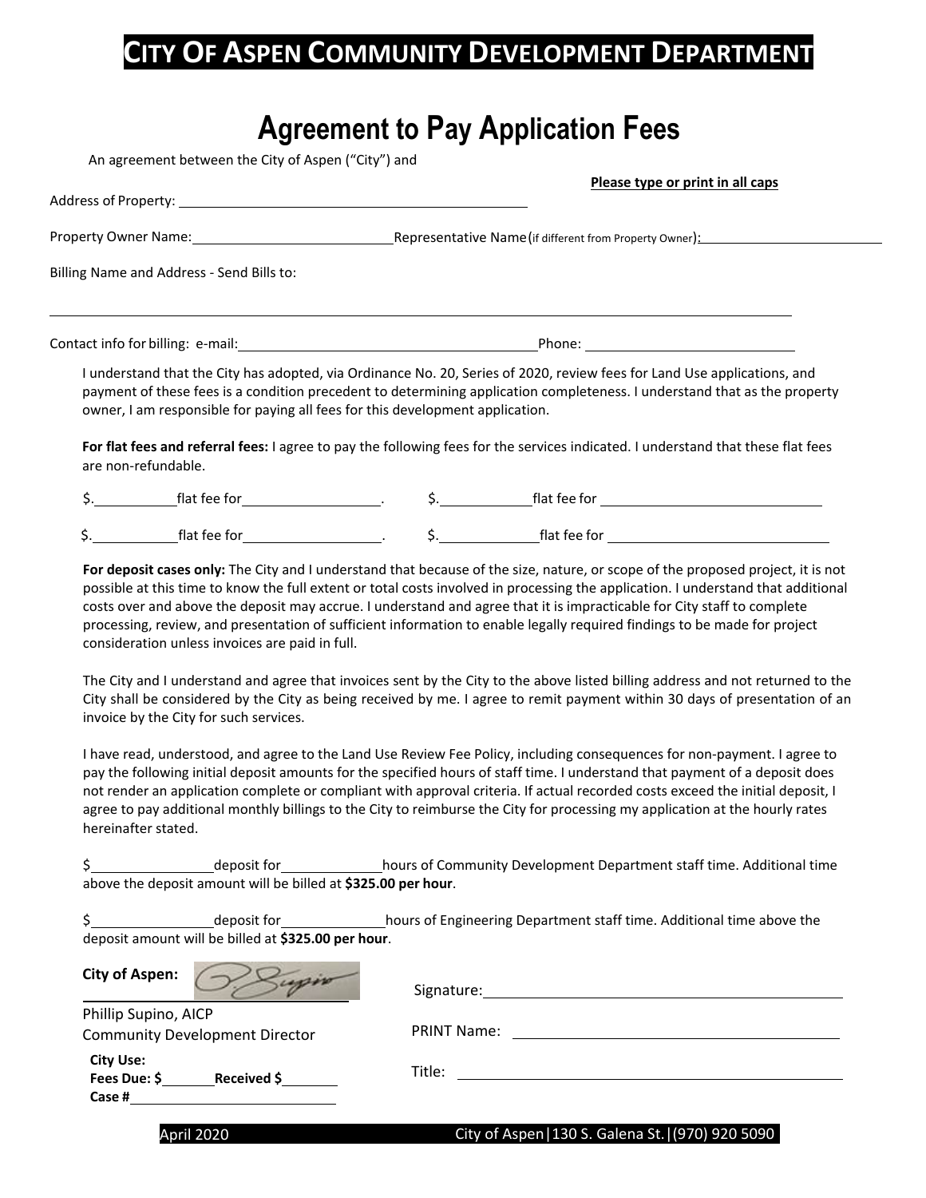# CITY OF ASPEN COMMUNITY DEVELOPMENT DEPARTMENT

## Agreement to Pay Application Fees

An agreement between the City of Aspen ("City") and

**Please type or print in all caps**

Address of Property: ______________________________

Property Owner Name: ______________________ Representative Name (if different from Property Owner): ______________________

Billing Name and Address - Send Bills to:

______________________________________________________________

Contact info for billing: e-mail: ______________________________ Phone: ______________________

I understand that the City has adopted, via Ordinance No. 20, Series of 2020, review fees for Land Use applications, and payment of these fees is a condition precedent to determining application completeness. I understand that as the property owner, I am responsible for paying all fees for this development application.

**For flat fees and referral fees:** I agree to pay the following fees for the services indicated. I understand that these flat fees are non-refundable.

$.__________ flat fee for ______________. $.__________ flat fee for ______________________

$.__________ flat fee for ______________. $.__________ flat fee for ______________________

**For deposit cases only:** The City and I understand that because of the size, nature, or scope of the proposed project, it is not possible at this time to know the full extent or total costs involved in processing the application. I understand that additional costs over and above the deposit may accrue. I understand and agree that it is impracticable for City staff to complete processing, review, and presentation of sufficient information to enable legally required findings to be made for project consideration unless invoices are paid in full.

The City and I understand and agree that invoices sent by the City to the above listed billing address and not returned to the City shall be considered by the City as being received by me. I agree to remit payment within 30 days of presentation of an invoice by the City for such services.

I have read, understood, and agree to the Land Use Review Fee Policy, including consequences for non-payment. I agree to pay the following initial deposit amounts for the specified hours of staff time. I understand that payment of a deposit does not render an application complete or compliant with approval criteria. If actual recorded costs exceed the initial deposit, I agree to pay additional monthly billings to the City to reimburse the City for processing my application at the hourly rates hereinafter stated.

$____________ deposit for __________ hours of Community Development Department staff time. Additional time above the deposit amount will be billed at **$325.00 per hour**.

$____________ deposit for __________ hours of Engineering Department staff time. Additional time above the deposit amount will be billed at **$325.00 per hour**.

**City of Aspen:** ______________________

Phillip Supino, AICP
Community Development Director

**City Use:**
**Fees Due: $**_______ **Received $**_______
**Case #**____________________

Signature: ______________________________

PRINT Name: ______________________________

Title: ______________________________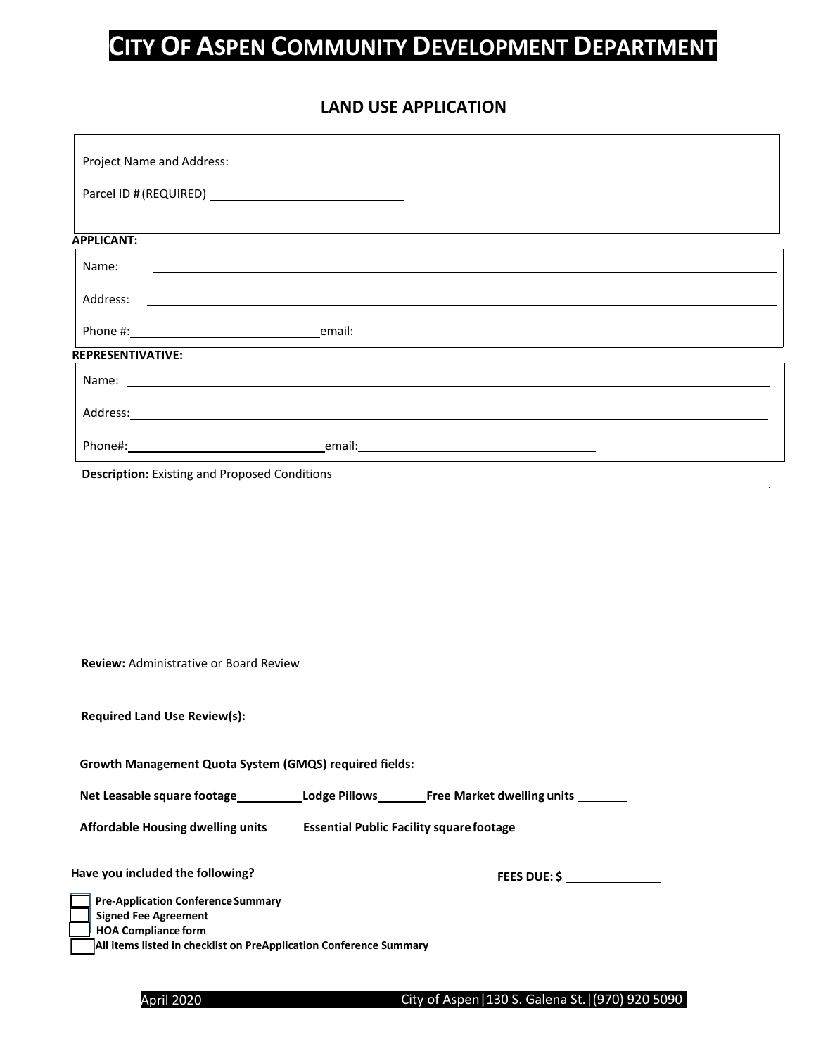# City Of Aspen Community Development Department

## LAND USE APPLICATION

Project Name and Address: ____________________

Parcel ID # (REQUIRED) ____________________

**APPLICANT:**

Name: ____________________

Address: ____________________

Phone #: ____________________ email: ____________________

**REPRESENTIVATIVE:**

Name: ____________________

Address: ____________________

Phone#: ____________________ email: ____________________

**Description:** Existing and Proposed Conditions

**Review:** Administrative or Board Review

**Required Land Use Review(s):**

**Growth Management Quota System (GMQS) required fields:**

**Net Leasable square footage** ________ **Lodge Pillows** ________ **Free Market dwelling units** ________

**Affordable Housing dwelling units** ________ **Essential Public Facility square footage** ________

**Have you included the following?**

**FEES DUE: $** ________

- [ ] **Pre-Application Conference Summary**
- [ ] **Signed Fee Agreement**
- [ ] **HOA Compliance form**
- [ ] **All items listed in checklist on PreApplication Conference Summary**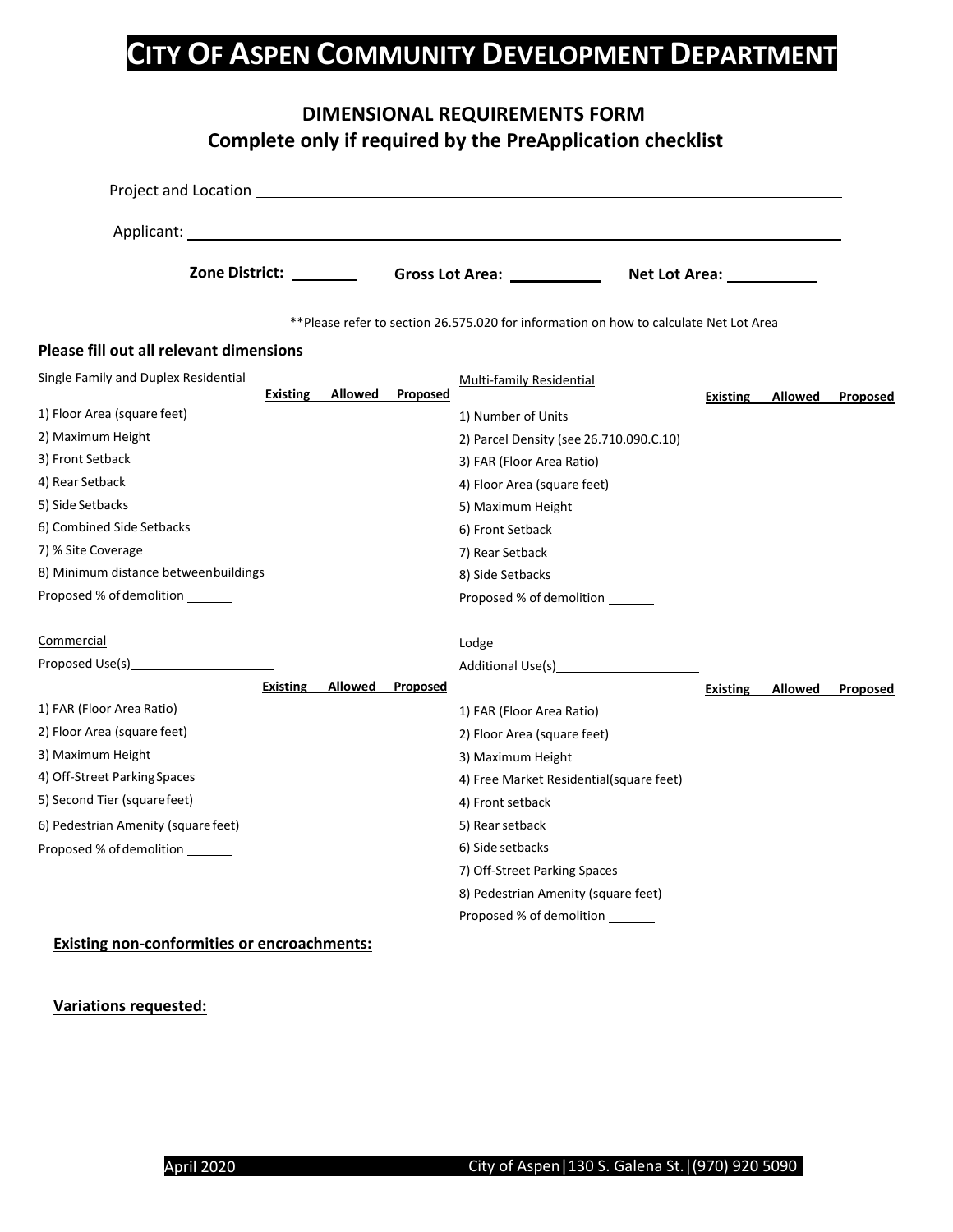# CITY OF ASPEN COMMUNITY DEVELOPMENT DEPARTMENT

## DIMENSIONAL REQUIREMENTS FORM
## Complete only if required by the PreApplication checklist

Project and Location ______________________________

Applicant: ______________________________

**Zone District:** ________ **Gross Lot Area:** ________ **Net Lot Area:** ________

**Please refer to section 26.575.020 for information on how to calculate Net Lot Area

**Please fill out all relevant dimensions**

Single Family and Duplex Residential

| | Existing | Allowed | Proposed |
|---|---|---|---|
| 1) Floor Area (square feet) | | | |
| 2) Maximum Height | | | |
| 3) Front Setback | | | |
| 4) Rear Setback | | | |
| 5) Side Setbacks | | | |
| 6) Combined Side Setbacks | | | |
| 7) % Site Coverage | | | |
| 8) Minimum distance between buildings | | | |

Proposed % of demolition ______

Multi-family Residential

| | Existing | Allowed | Proposed |
|---|---|---|---|
| 1) Number of Units | | | |
| 2) Parcel Density (see 26.710.090.C.10) | | | |
| 3) FAR (Floor Area Ratio) | | | |
| 4) Floor Area (square feet) | | | |
| 5) Maximum Height | | | |
| 6) Front Setback | | | |
| 7) Rear Setback | | | |
| 8) Side Setbacks | | | |

Proposed % of demolition ______

Commercial

Proposed Use(s) ______________

| | Existing | Allowed | Proposed |
|---|---|---|---|
| 1) FAR (Floor Area Ratio) | | | |
| 2) Floor Area (square feet) | | | |
| 3) Maximum Height | | | |
| 4) Off-Street Parking Spaces | | | |
| 5) Second Tier (square feet) | | | |
| 6) Pedestrian Amenity (square feet) | | | |

Proposed % of demolition ______

Lodge

Additional Use(s) ______________

| | Existing | Allowed | Proposed |
|---|---|---|---|
| 1) FAR (Floor Area Ratio) | | | |
| 2) Floor Area (square feet) | | | |
| 3) Maximum Height | | | |
| 4) Free Market Residential(square feet) | | | |
| 4) Front setback | | | |
| 5) Rear setback | | | |
| 6) Side setbacks | | | |
| 7) Off-Street Parking Spaces | | | |
| 8) Pedestrian Amenity (square feet) | | | |

Proposed % of demolition ______

**Existing non-conformities or encroachments:**

**Variations requested:**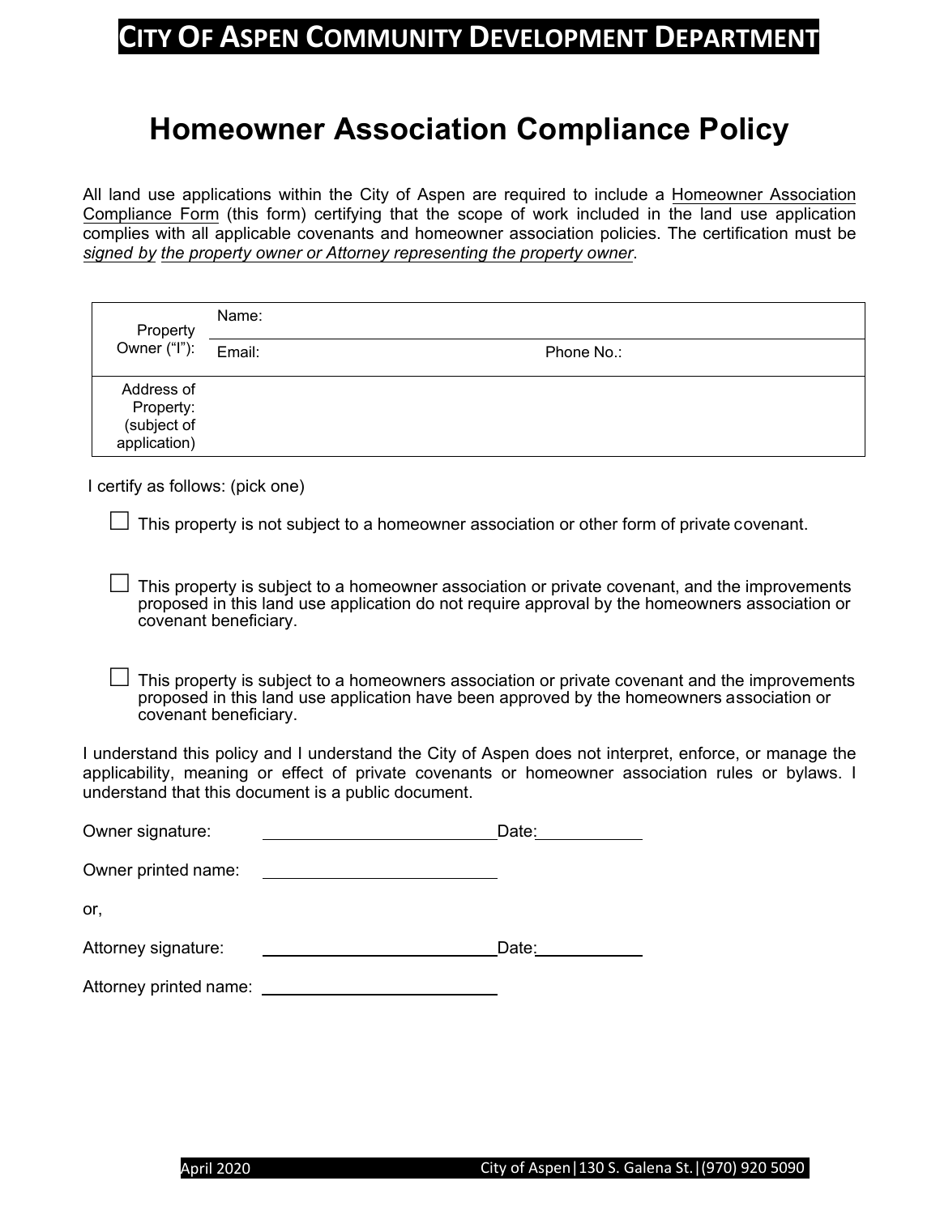# CITY OF ASPEN COMMUNITY DEVELOPMENT DEPARTMENT

## Homeowner Association Compliance Policy

All land use applications within the City of Aspen are required to include a Homeowner Association Compliance Form (this form) certifying that the scope of work included in the land use application complies with all applicable covenants and homeowner association policies. The certification must be *signed by the property owner or Attorney representing the property owner*.

| | | |
|---|---|---|
| Property Owner ("I"): | Name: | |
| | Email: | Phone No.: |
| Address of Property: (subject of application) | | |

I certify as follows: (pick one)

☐ This property is not subject to a homeowner association or other form of private covenant.

☐ This property is subject to a homeowner association or private covenant, and the improvements proposed in this land use application do not require approval by the homeowners association or covenant beneficiary.

☐ This property is subject to a homeowners association or private covenant and the improvements proposed in this land use application have been approved by the homeowners association or covenant beneficiary.

I understand this policy and I understand the City of Aspen does not interpret, enforce, or manage the applicability, meaning or effect of private covenants or homeowner association rules or bylaws. I understand that this document is a public document.

Owner signature: ______________________ Date: __________

Owner printed name: ______________________

or,

Attorney signature: ______________________ Date: __________

Attorney printed name: ______________________

April 2020 City of Aspen|130 S. Galena St.|(970) 920 5090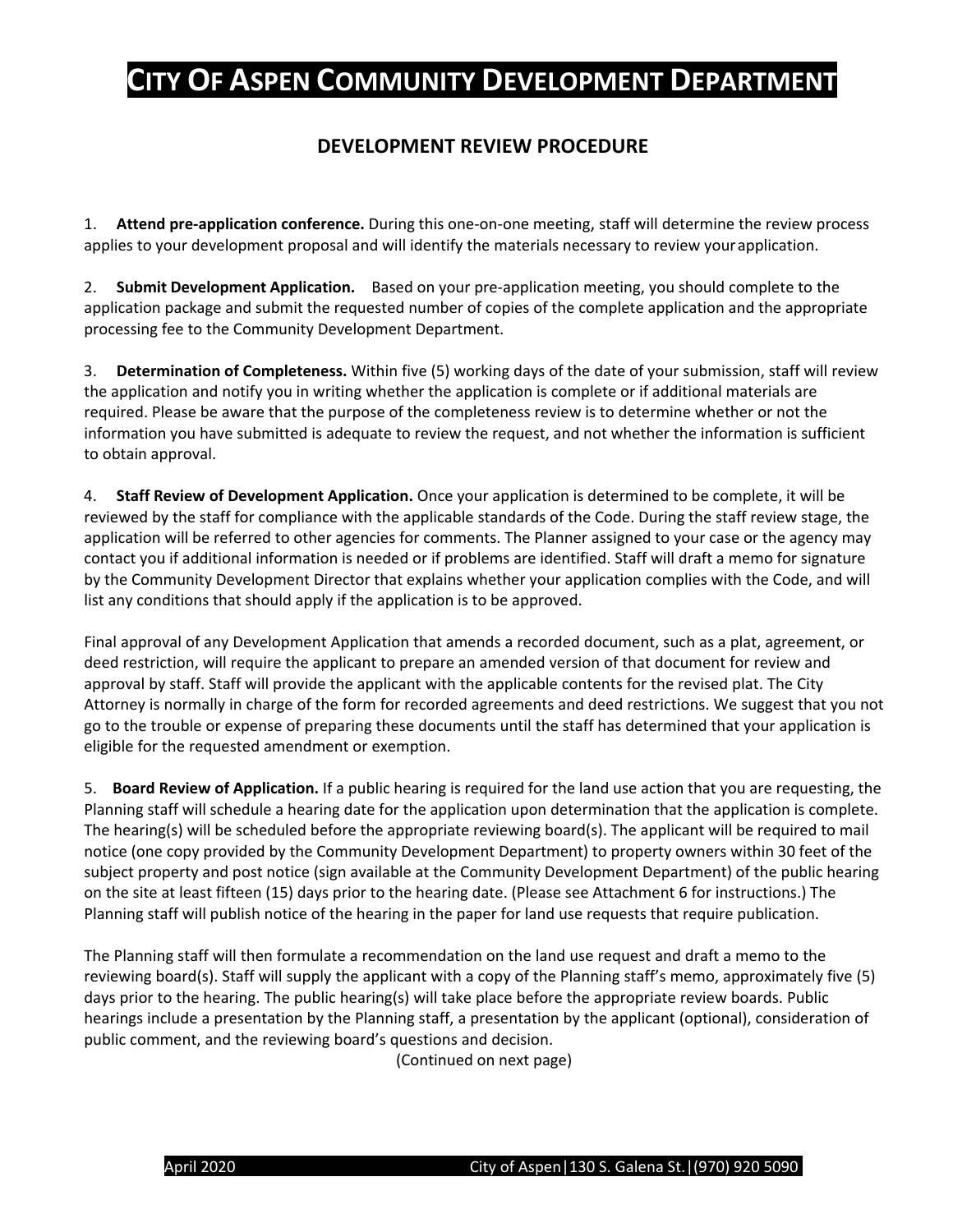# City Of Aspen Community Development Department

## DEVELOPMENT REVIEW PROCEDURE

1. **Attend pre-application conference.** During this one-on-one meeting, staff will determine the review process applies to your development proposal and will identify the materials necessary to review your application.

2. **Submit Development Application.** Based on your pre-application meeting, you should complete to the application package and submit the requested number of copies of the complete application and the appropriate processing fee to the Community Development Department.

3. **Determination of Completeness.** Within five (5) working days of the date of your submission, staff will review the application and notify you in writing whether the application is complete or if additional materials are required. Please be aware that the purpose of the completeness review is to determine whether or not the information you have submitted is adequate to review the request, and not whether the information is sufficient to obtain approval.

4. **Staff Review of Development Application.** Once your application is determined to be complete, it will be reviewed by the staff for compliance with the applicable standards of the Code. During the staff review stage, the application will be referred to other agencies for comments. The Planner assigned to your case or the agency may contact you if additional information is needed or if problems are identified. Staff will draft a memo for signature by the Community Development Director that explains whether your application complies with the Code, and will list any conditions that should apply if the application is to be approved.

Final approval of any Development Application that amends a recorded document, such as a plat, agreement, or deed restriction, will require the applicant to prepare an amended version of that document for review and approval by staff. Staff will provide the applicant with the applicable contents for the revised plat. The City Attorney is normally in charge of the form for recorded agreements and deed restrictions. We suggest that you not go to the trouble or expense of preparing these documents until the staff has determined that your application is eligible for the requested amendment or exemption.

5. **Board Review of Application.** If a public hearing is required for the land use action that you are requesting, the Planning staff will schedule a hearing date for the application upon determination that the application is complete. The hearing(s) will be scheduled before the appropriate reviewing board(s). The applicant will be required to mail notice (one copy provided by the Community Development Department) to property owners within 30 feet of the subject property and post notice (sign available at the Community Development Department) of the public hearing on the site at least fifteen (15) days prior to the hearing date. (Please see Attachment 6 for instructions.) The Planning staff will publish notice of the hearing in the paper for land use requests that require publication.

The Planning staff will then formulate a recommendation on the land use request and draft a memo to the reviewing board(s). Staff will supply the applicant with a copy of the Planning staff's memo, approximately five (5) days prior to the hearing. The public hearing(s) will take place before the appropriate review boards. Public hearings include a presentation by the Planning staff, a presentation by the applicant (optional), consideration of public comment, and the reviewing board's questions and decision.

(Continued on next page)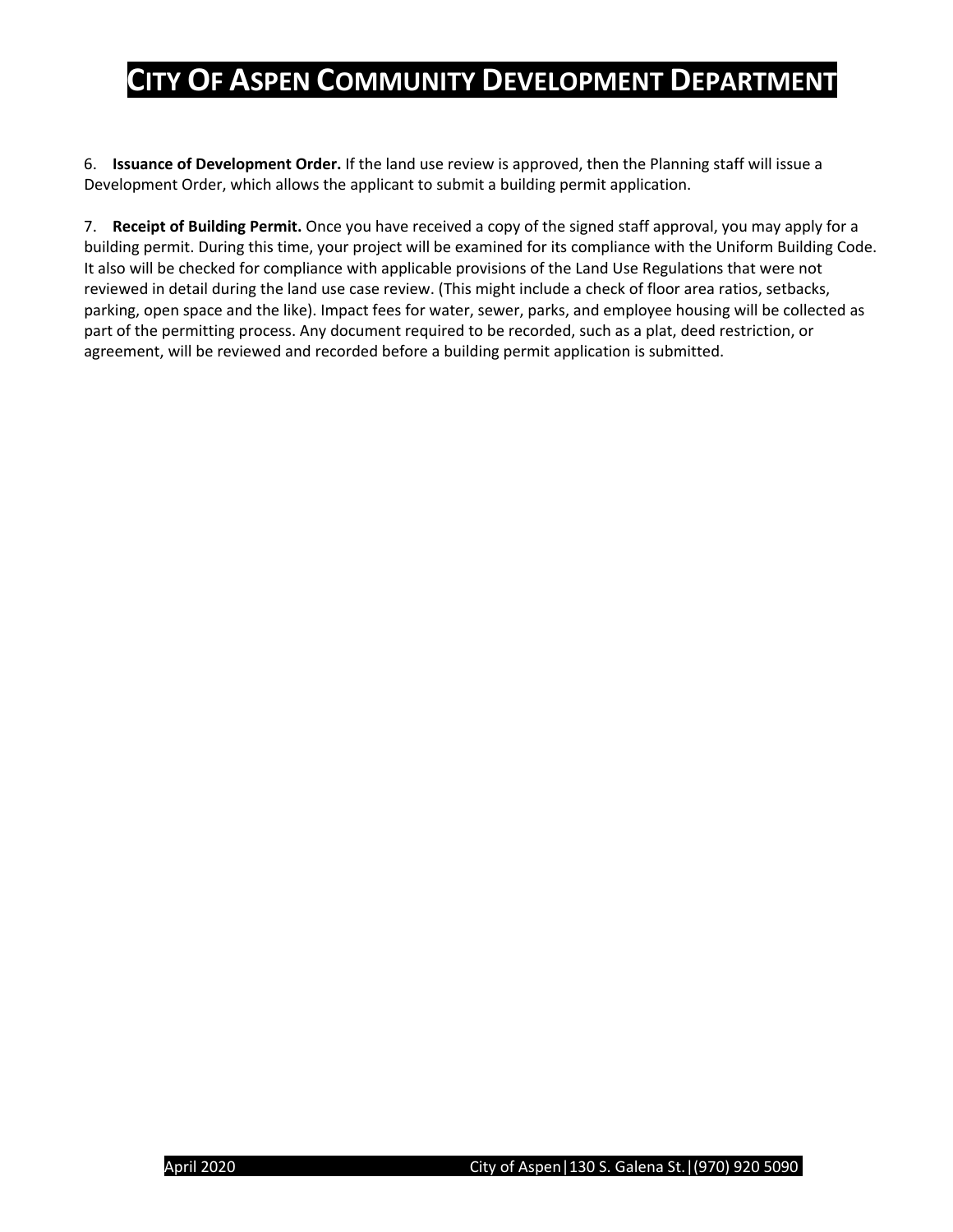6. **Issuance of Development Order.** If the land use review is approved, then the Planning staff will issue a Development Order, which allows the applicant to submit a building permit application.

7. **Receipt of Building Permit.** Once you have received a copy of the signed staff approval, you may apply for a building permit. During this time, your project will be examined for its compliance with the Uniform Building Code. It also will be checked for compliance with applicable provisions of the Land Use Regulations that were not reviewed in detail during the land use case review. (This might include a check of floor area ratios, setbacks, parking, open space and the like). Impact fees for water, sewer, parks, and employee housing will be collected as part of the permitting process. Any document required to be recorded, such as a plat, deed restriction, or agreement, will be reviewed and recorded before a building permit application is submitted.